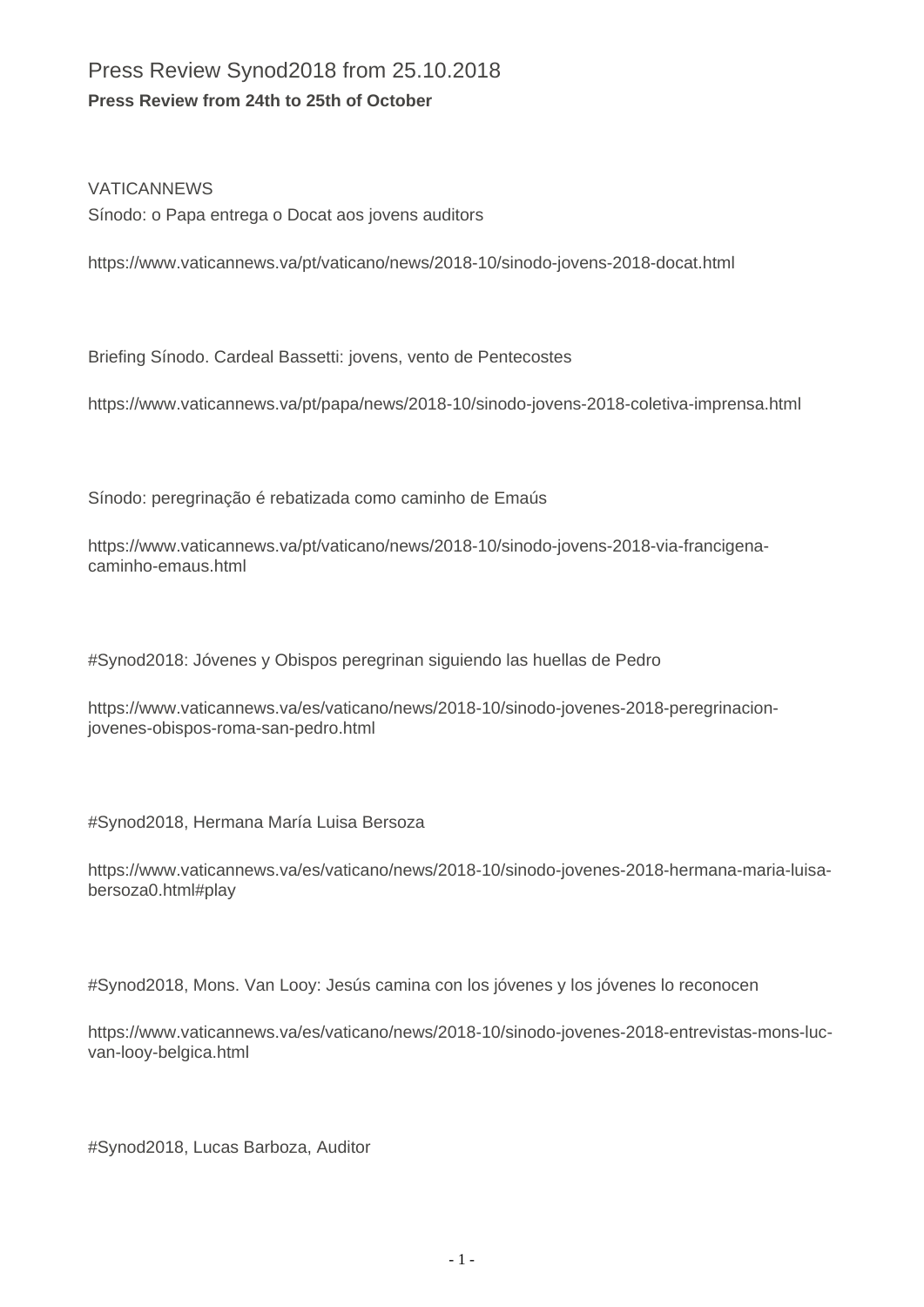# Press Review Synod2018 from 25.10.2018

**Press Review from 24th to 25th of October**

VATICANNEWS

Sínodo: o Papa entrega o Docat aos jovens auditors

https://www.vaticannews.va/pt/vaticano/news/2018-10/sinodo-jovens-2018-docat.html

Briefing Sínodo. Cardeal Bassetti: jovens, vento de Pentecostes

https://www.vaticannews.va/pt/papa/news/2018-10/sinodo-jovens-2018-coletiva-imprensa.html

Sínodo: peregrinação é rebatizada como caminho de Emaús

https://www.vaticannews.va/pt/vaticano/news/2018-10/sinodo-jovens-2018-via-francigena-caminho-emaus.html

#Synod2018: Jóvenes y Obispos peregrinan siguiendo las huellas de Pedro

https://www.vaticannews.va/es/vaticano/news/2018-10/sinodo-jovenes-2018-peregrinacion-jovenes-obispos-roma-san-pedro.html

#Synod2018, Hermana María Luisa Bersoza

https://www.vaticannews.va/es/vaticano/news/2018-10/sinodo-jovenes-2018-hermana-maria-luisa-bersoza0.html#play

#Synod2018, Mons. Van Looy: Jesús camina con los jóvenes y los jóvenes lo reconocen

https://www.vaticannews.va/es/vaticano/news/2018-10/sinodo-jovenes-2018-entrevistas-mons-luc-van-looy-belgica.html

#Synod2018, Lucas Barboza, Auditor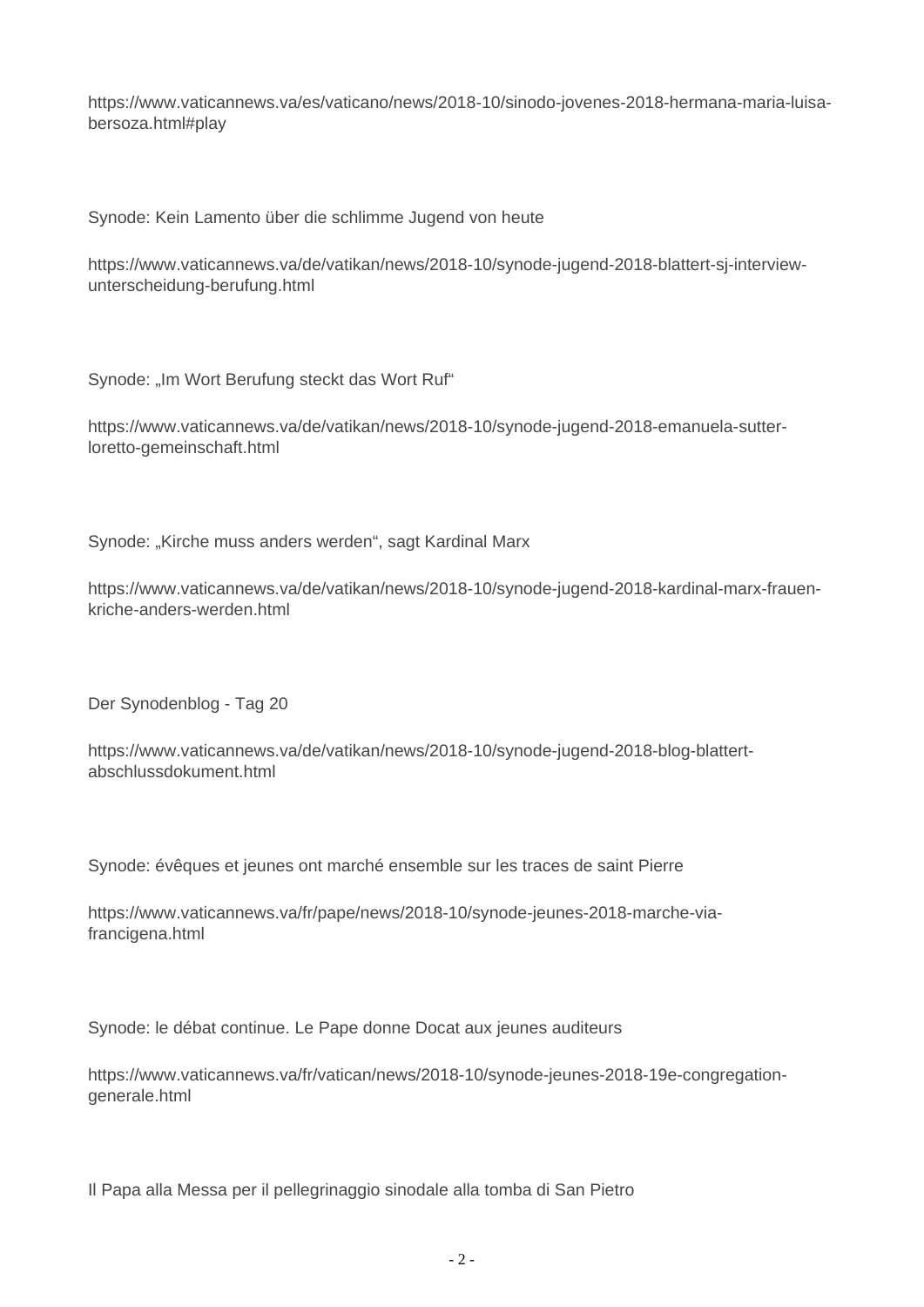https://www.vaticannews.va/es/vaticano/news/2018-10/sinodo-jovenes-2018-hermana-maria-luisa-bersoza.html#play

Synode: Kein Lamento über die schlimme Jugend von heute

https://www.vaticannews.va/de/vatikan/news/2018-10/synode-jugend-2018-blattert-sj-interview-unterscheidung-berufung.html

Synode: „Im Wort Berufung steckt das Wort Ruf"

https://www.vaticannews.va/de/vatikan/news/2018-10/synode-jugend-2018-emanuela-sutter-loretto-gemeinschaft.html

Synode: „Kirche muss anders werden", sagt Kardinal Marx

https://www.vaticannews.va/de/vatikan/news/2018-10/synode-jugend-2018-kardinal-marx-frauen-kriche-anders-werden.html

Der Synodenblog - Tag 20

https://www.vaticannews.va/de/vatikan/news/2018-10/synode-jugend-2018-blog-blattert-abschlussdokument.html

Synode: évêques et jeunes ont marché ensemble sur les traces de saint Pierre

https://www.vaticannews.va/fr/pape/news/2018-10/synode-jeunes-2018-marche-via-francigena.html

Synode: le débat continue. Le Pape donne Docat aux jeunes auditeurs

https://www.vaticannews.va/fr/vatican/news/2018-10/synode-jeunes-2018-19e-congregation-generale.html

Il Papa alla Messa per il pellegrinaggio sinodale alla tomba di San Pietro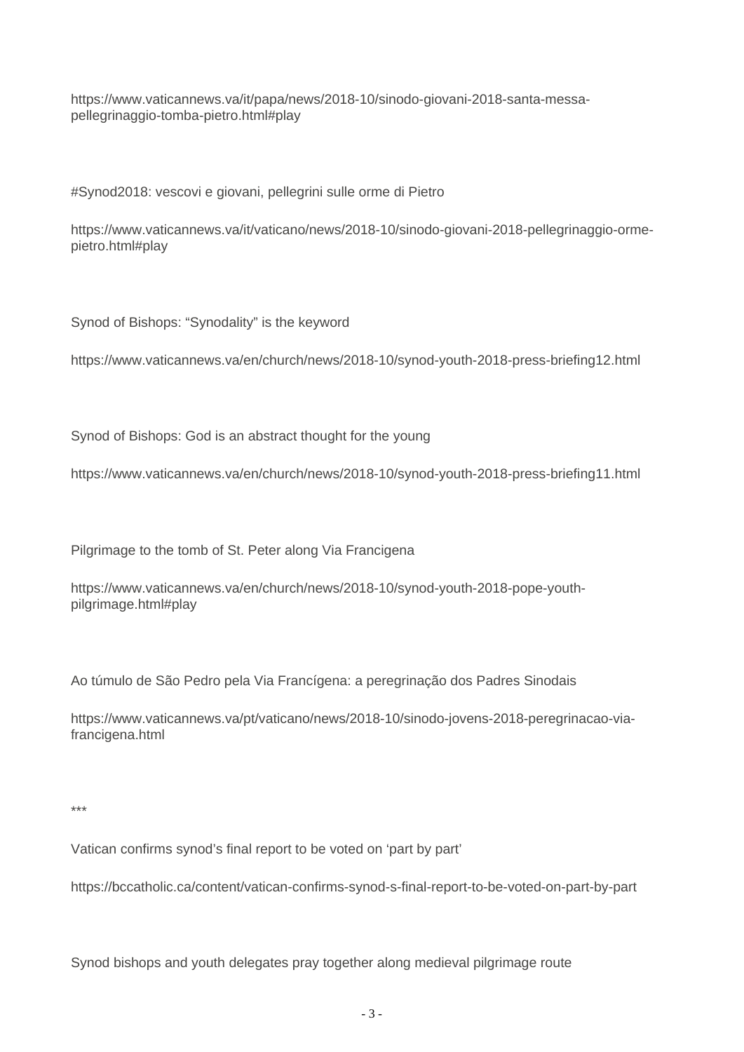https://www.vaticannews.va/it/papa/news/2018-10/sinodo-giovani-2018-santa-messa-pellegrinaggio-tomba-pietro.html#play

#Synod2018: vescovi e giovani, pellegrini sulle orme di Pietro

https://www.vaticannews.va/it/vaticano/news/2018-10/sinodo-giovani-2018-pellegrinaggio-orme-pietro.html#play

Synod of Bishops: “Synodality” is the keyword

https://www.vaticannews.va/en/church/news/2018-10/synod-youth-2018-press-briefing12.html

Synod of Bishops: God is an abstract thought for the young

https://www.vaticannews.va/en/church/news/2018-10/synod-youth-2018-press-briefing11.html

Pilgrimage to the tomb of St. Peter along Via Francigena

https://www.vaticannews.va/en/church/news/2018-10/synod-youth-2018-pope-youth-pilgrimage.html#play

Ao túmulo de São Pedro pela Via Francígena: a peregrinação dos Padres Sinodais

https://www.vaticannews.va/pt/vaticano/news/2018-10/sinodo-jovens-2018-peregrinacao-via-francigena.html

***

Vatican confirms synod’s final report to be voted on ‘part by part’

https://bccatholic.ca/content/vatican-confirms-synod-s-final-report-to-be-voted-on-part-by-part

Synod bishops and youth delegates pray together along medieval pilgrimage route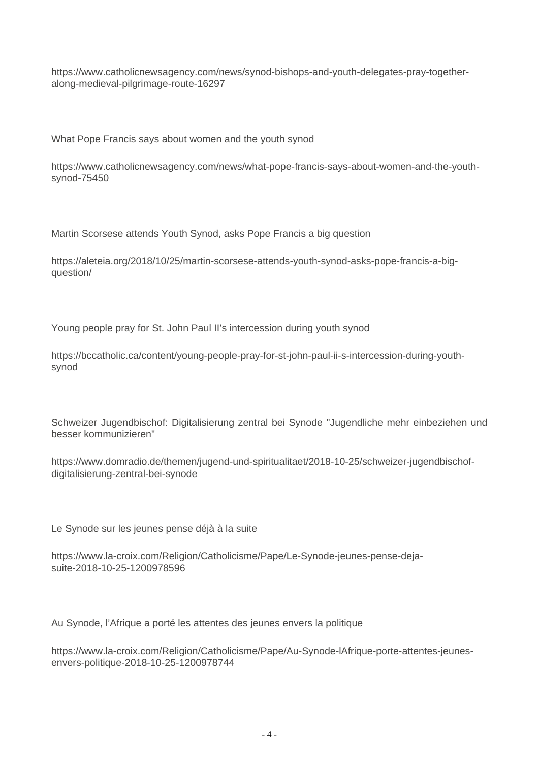https://www.catholicnewsagency.com/news/synod-bishops-and-youth-delegates-pray-together-along-medieval-pilgrimage-route-16297

What Pope Francis says about women and the youth synod

https://www.catholicnewsagency.com/news/what-pope-francis-says-about-women-and-the-youth-synod-75450

Martin Scorsese attends Youth Synod, asks Pope Francis a big question

https://aleteia.org/2018/10/25/martin-scorsese-attends-youth-synod-asks-pope-francis-a-big-question/

Young people pray for St. John Paul II's intercession during youth synod

https://bccatholic.ca/content/young-people-pray-for-st-john-paul-ii-s-intercession-during-youth-synod

Schweizer Jugendbischof: Digitalisierung zentral bei Synode "Jugendliche mehr einbeziehen und besser kommunizieren"

https://www.domradio.de/themen/jugend-und-spiritualitaet/2018-10-25/schweizer-jugendbischof-digitalisierung-zentral-bei-synode

Le Synode sur les jeunes pense déjà à la suite

https://www.la-croix.com/Religion/Catholicisme/Pape/Le-Synode-jeunes-pense-deja-suite-2018-10-25-1200978596

Au Synode, l'Afrique a porté les attentes des jeunes envers la politique

https://www.la-croix.com/Religion/Catholicisme/Pape/Au-Synode-lAfrique-porte-attentes-jeunes-envers-politique-2018-10-25-1200978744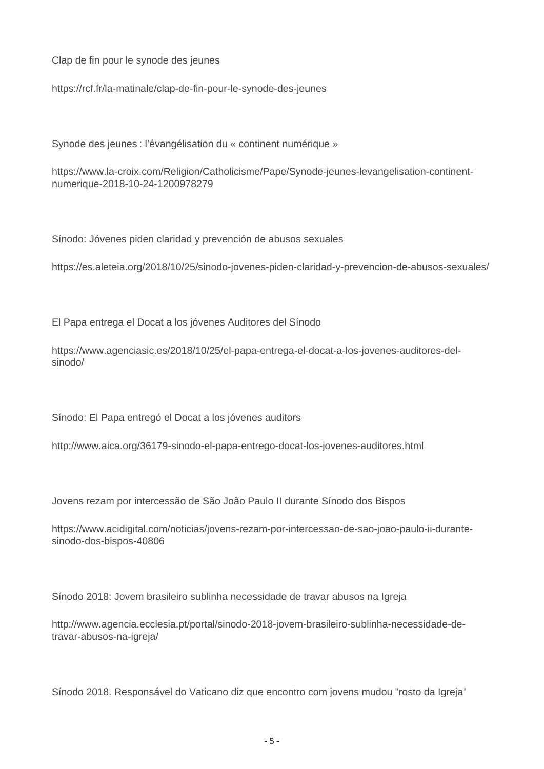Clap de fin pour le synode des jeunes

https://rcf.fr/la-matinale/clap-de-fin-pour-le-synode-des-jeunes

Synode des jeunes : l'évangélisation du « continent numérique »

https://www.la-croix.com/Religion/Catholicisme/Pape/Synode-jeunes-levangelisation-continent-numerique-2018-10-24-1200978279

Sínodo: Jóvenes piden claridad y prevención de abusos sexuales

https://es.aleteia.org/2018/10/25/sinodo-jovenes-piden-claridad-y-prevencion-de-abusos-sexuales/

El Papa entrega el Docat a los jóvenes Auditores del Sínodo

https://www.agenciasic.es/2018/10/25/el-papa-entrega-el-docat-a-los-jovenes-auditores-del-sinodo/

Sínodo: El Papa entregó el Docat a los jóvenes auditors

http://www.aica.org/36179-sinodo-el-papa-entrego-docat-los-jovenes-auditores.html

Jovens rezam por intercessão de São João Paulo II durante Sínodo dos Bispos

https://www.acidigital.com/noticias/jovens-rezam-por-intercessao-de-sao-joao-paulo-ii-durante-sinodo-dos-bispos-40806

Sínodo 2018: Jovem brasileiro sublinha necessidade de travar abusos na Igreja

http://www.agencia.ecclesia.pt/portal/sinodo-2018-jovem-brasileiro-sublinha-necessidade-de-travar-abusos-na-igreja/

Sínodo 2018. Responsável do Vaticano diz que encontro com jovens mudou "rosto da Igreja"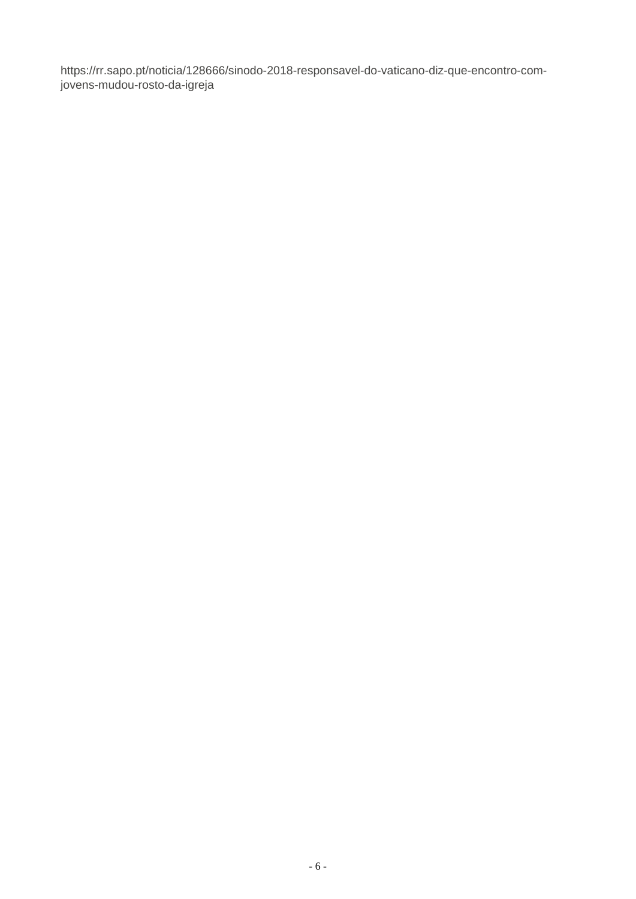https://rr.sapo.pt/noticia/128666/sinodo-2018-responsavel-do-vaticano-diz-que-encontro-com-jovens-mudou-rosto-da-igreja